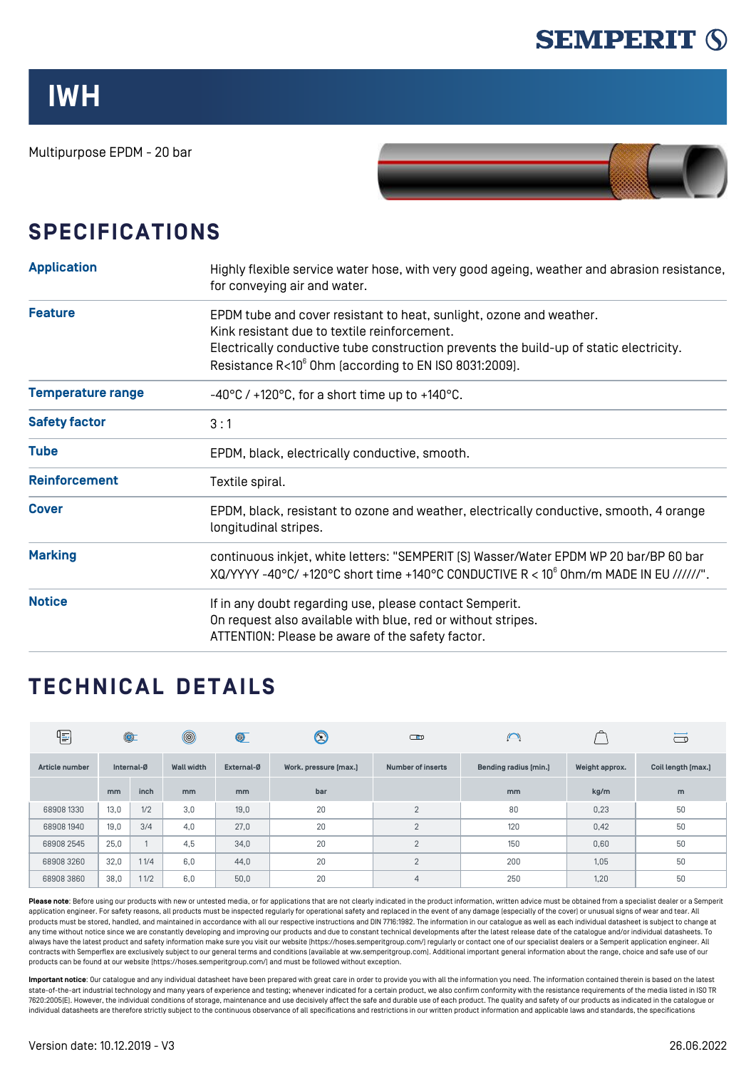SEMPERIT

# IWH

Multipurpose EPDM - 20 bar

## SPECIFICATIONS

| | |
|---|---|
| **Application** | Highly flexible service water hose, with very good ageing, weather and abrasion resistance, for conveying air and water. |
| **Feature** | EPDM tube and cover resistant to heat, sunlight, ozone and weather.<br>Kink resistant due to textile reinforcement.<br>Electrically conductive tube construction prevents the build-up of static electricity.<br>Resistance R<$10^6$ Ohm (according to EN ISO 8031:2009). |
| **Temperature range** | -40°C / +120°C, for a short time up to +140°C. |
| **Safety factor** | 3 : 1 |
| **Tube** | EPDM, black, electrically conductive, smooth. |
| **Reinforcement** | Textile spiral. |
| **Cover** | EPDM, black, resistant to ozone and weather, electrically conductive, smooth, 4 orange longitudinal stripes. |
| **Marking** | continuous inkjet, white letters: "SEMPERIT (S) Wasser/Water EPDM WP 20 bar/BP 60 bar XQ/YYYY -40°C/ +120°C short time +140°C CONDUCTIVE R < $10^6$ Ohm/m MADE IN EU //////". |
| **Notice** | If in any doubt regarding use, please contact Semperit.<br>On request also available with blue, red or without stripes.<br>ATTENTION: Please be aware of the safety factor. |

## TECHNICAL DETAILS

| Article number | Internal-Ø | | Wall width | External-Ø | Work. pressure (max.) | Number of inserts | Bending radius (min.) | Weight approx. | Coil length (max.) |
|---|---|---|---|---|---|---|---|---|---|
| | mm | inch | mm | mm | bar | | mm | kg/m | m |
| 68908 1330 | 13,0 | 1/2 | 3,0 | 19,0 | 20 | 2 | 80 | 0,23 | 50 |
| 68908 1940 | 19,0 | 3/4 | 4,0 | 27,0 | 20 | 2 | 120 | 0,42 | 50 |
| 68908 2545 | 25,0 | 1 | 4,5 | 34,0 | 20 | 2 | 150 | 0,60 | 50 |
| 68908 3260 | 32,0 | 1 1/4 | 6,0 | 44,0 | 20 | 2 | 200 | 1,05 | 50 |
| 68908 3860 | 38,0 | 1 1/2 | 6,0 | 50,0 | 20 | 4 | 250 | 1,20 | 50 |

**Please note**: Before using our products with new or untested media, or for applications that are not clearly indicated in the product information, written advice must be obtained from a specialist dealer or a Semperit application engineer. For safety reasons, all products must be inspected regularly for operational safety and replaced in the event of any damage (especially of the cover) or unusual signs of wear and tear. All products must be stored, handled, and maintained in accordance with all our respective instructions and DIN 7716:1982. The information in our catalogue as well as each individual datasheet is subject to change at any time without notice since we are constantly developing and improving our products and due to constant technical developments after the latest release date of the catalogue and/or individual datasheets. To always have the latest product and safety information make sure you visit our website (https://hoses.semperitgroup.com/) regularly or contact one of our specialist dealers or a Semperit application engineer. All contracts with Semperflex are exclusively subject to our general terms and conditions (available at ww.semperitgroup.com). Additional important general information about the range, choice and safe use of our products can be found at our website (https://hoses.semperitgroup.com/) and must be followed without exception.

**Important notice**: Our catalogue and any individual datasheet have been prepared with great care in order to provide you with all the information you need. The information contained therein is based on the latest state-of-the-art industrial technology and many years of experience and testing; whenever indicated for a certain product, we also confirm conformity with the resistance requirements of the media listed in ISO TR 7620:2005(E). However, the individual conditions of storage, maintenance and use decisively affect the safe and durable use of each product. The quality and safety of our products as indicated in the catalogue or individual datasheets are therefore strictly subject to the continuous observance of all specifications and restrictions in our written product information and applicable laws and standards, the specifications

Version date: 10.12.2019 - V3

26.06.2022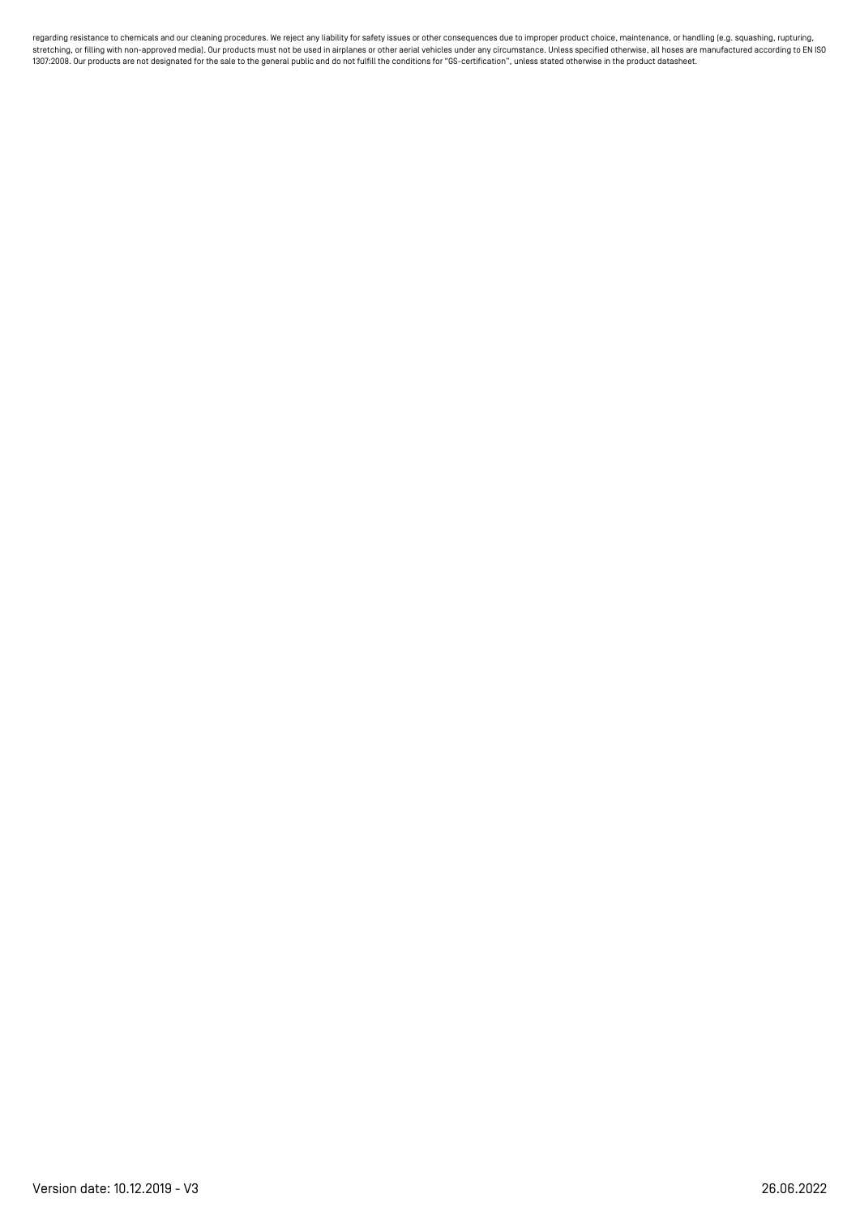regarding resistance to chemicals and our cleaning procedures. We reject any liability for safety issues or other consequences due to improper product choice, maintenance, or handling (e.g. squashing, rupturing, stretching, or filling with non-approved media). Our products must not be used in airplanes or other aerial vehicles under any circumstance. Unless specified otherwise, all hoses are manufactured according to EN ISO 1307:2008. Our products are not designated for the sale to the general public and do not fulfill the conditions for "GS-certification", unless stated otherwise in the product datasheet.